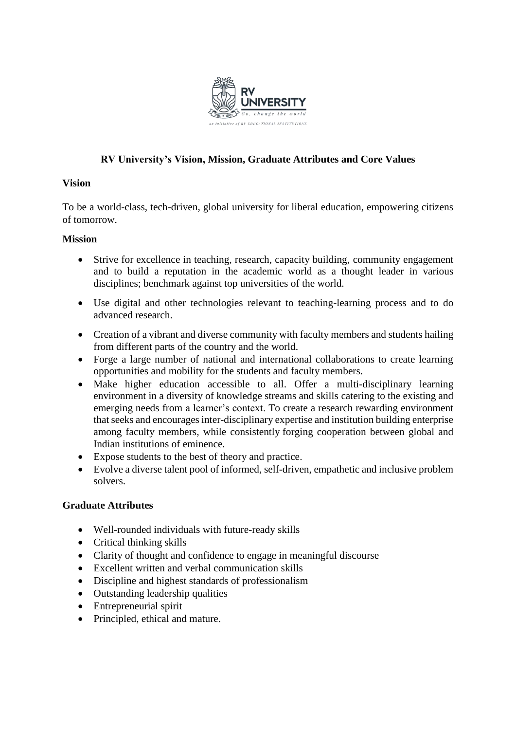# RV University's Vision, Mission, Graduate Attributes and Core Values

## Vision

To be a world-class, tech-driven, global university for liberal education, empowering citizens of tomorrow.

## Mission

- Strive for excellence in teaching, research, capacity building, community engagement and to build a reputation in the academic world as a thought leader in various disciplines; benchmark against top universities of the world.
- Use digital and other technologies relevant to teaching-learning process and to do advanced research.
- Creation of a vibrant and diverse community with faculty members and students hailing from different parts of the country and the world.
- Forge a large number of national and international collaborations to create learning opportunities and mobility for the students and faculty members.
- Make higher education accessible to all. Offer a multi-disciplinary learning environment in a diversity of knowledge streams and skills catering to the existing and emerging needs from a learner's context. To create a research rewarding environment that seeks and encourages inter-disciplinary expertise and institution building enterprise among faculty members, while consistently forging cooperation between global and Indian institutions of eminence.
- Expose students to the best of theory and practice.
- Evolve a diverse talent pool of informed, self-driven, empathetic and inclusive problem solvers.

## Graduate Attributes

- Well-rounded individuals with future-ready skills
- Critical thinking skills
- Clarity of thought and confidence to engage in meaningful discourse
- Excellent written and verbal communication skills
- Discipline and highest standards of professionalism
- Outstanding leadership qualities
- Entrepreneurial spirit
- Principled, ethical and mature.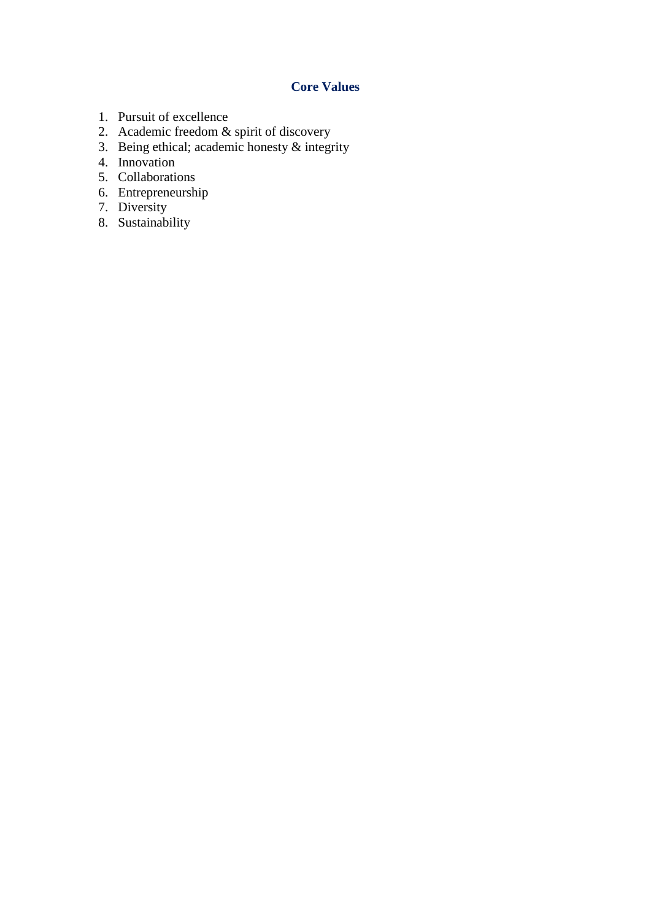## Core Values

1. Pursuit of excellence
2. Academic freedom & spirit of discovery
3. Being ethical; academic honesty & integrity
4. Innovation
5. Collaborations
6. Entrepreneurship
7. Diversity
8. Sustainability